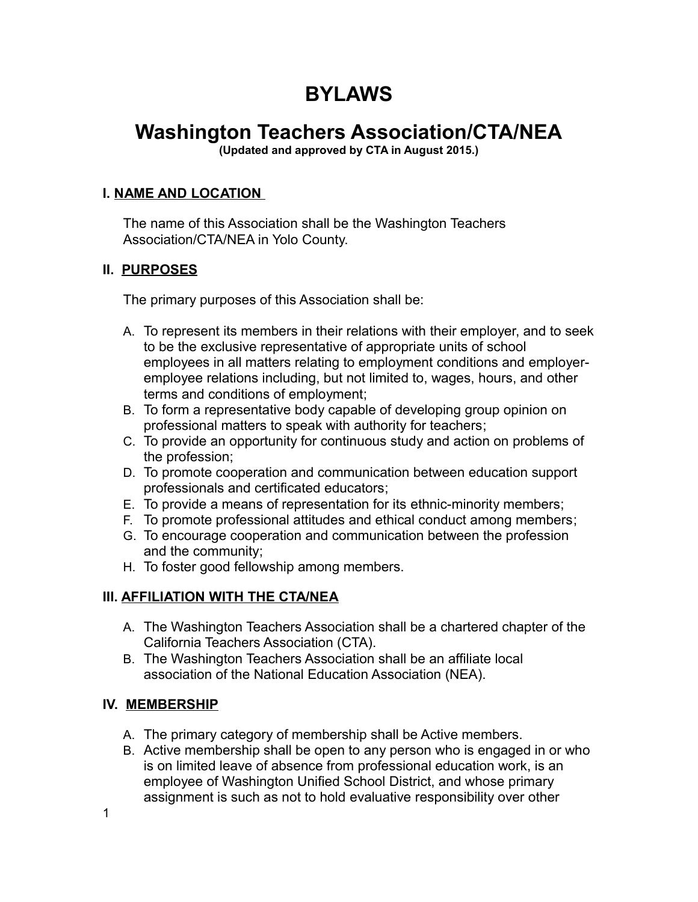# BYLAWS

# Washington Teachers Association/CTA/NEA

**(Updated and approved by CTA in August 2015.)**

## I. NAME AND LOCATION

The name of this Association shall be the Washington Teachers Association/CTA/NEA in Yolo County.

## II. PURPOSES

The primary purposes of this Association shall be:

A. To represent its members in their relations with their employer, and to seek to be the exclusive representative of appropriate units of school employees in all matters relating to employment conditions and employer-employee relations including, but not limited to, wages, hours, and other terms and conditions of employment;

B. To form a representative body capable of developing group opinion on professional matters to speak with authority for teachers;

C. To provide an opportunity for continuous study and action on problems of the profession;

D. To promote cooperation and communication between education support professionals and certificated educators;

E. To provide a means of representation for its ethnic-minority members;

F. To promote professional attitudes and ethical conduct among members;

G. To encourage cooperation and communication between the profession and the community;

H. To foster good fellowship among members.

## III. AFFILIATION WITH THE CTA/NEA

A. The Washington Teachers Association shall be a chartered chapter of the California Teachers Association (CTA).

B. The Washington Teachers Association shall be an affiliate local association of the National Education Association (NEA).

## IV. MEMBERSHIP

A. The primary category of membership shall be Active members.

B. Active membership shall be open to any person who is engaged in or who is on limited leave of absence from professional education work, is an employee of Washington Unified School District, and whose primary assignment is such as not to hold evaluative responsibility over other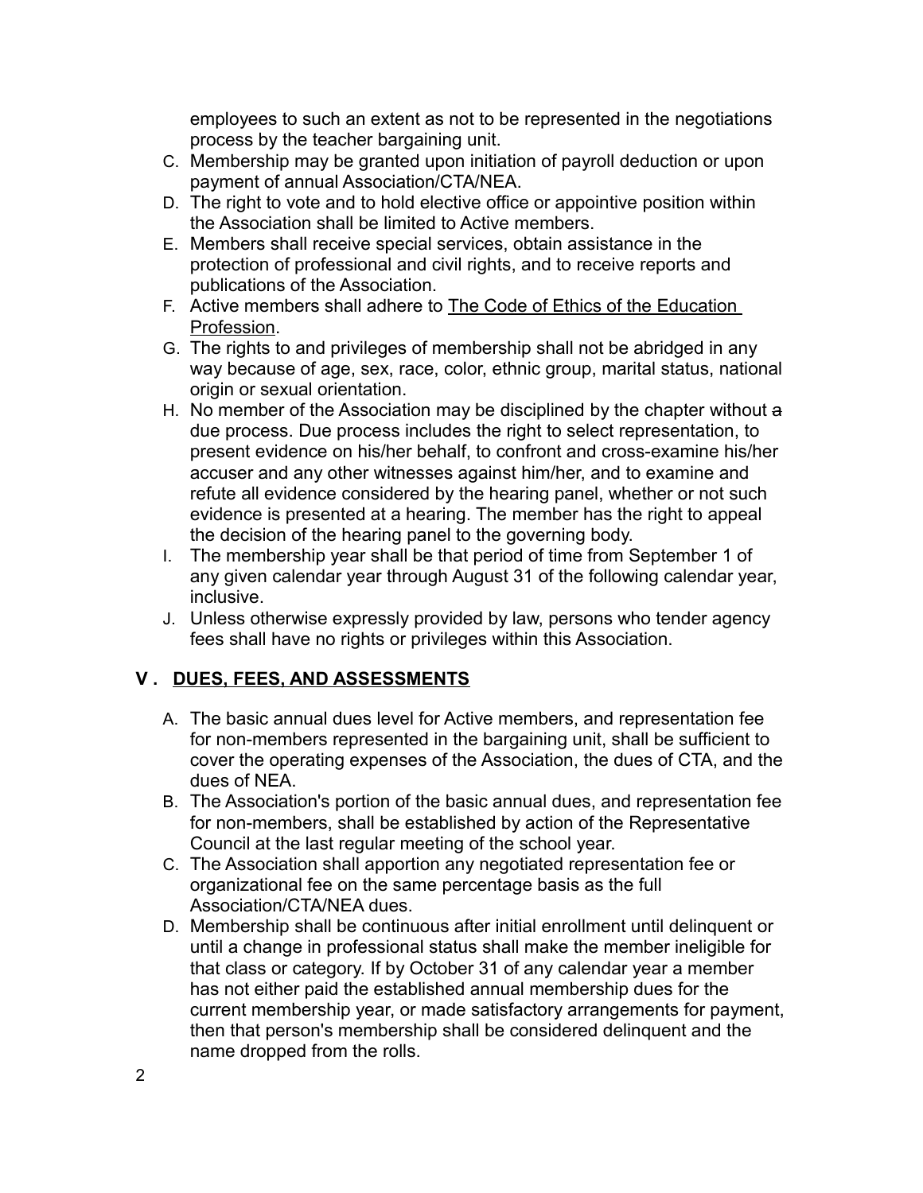employees to such an extent as not to be represented in the negotiations process by the teacher bargaining unit.

C. Membership may be granted upon initiation of payroll deduction or upon payment of annual Association/CTA/NEA.
D. The right to vote and to hold elective office or appointive position within the Association shall be limited to Active members.
E. Members shall receive special services, obtain assistance in the protection of professional and civil rights, and to receive reports and publications of the Association.
F. Active members shall adhere to The Code of Ethics of the Education Profession.
G. The rights to and privileges of membership shall not be abridged in any way because of age, sex, race, color, ethnic group, marital status, national origin or sexual orientation.
H. No member of the Association may be disciplined by the chapter without ~~a~~ due process. Due process includes the right to select representation, to present evidence on his/her behalf, to confront and cross-examine his/her accuser and any other witnesses against him/her, and to examine and refute all evidence considered by the hearing panel, whether or not such evidence is presented at a hearing. The member has the right to appeal the decision of the hearing panel to the governing body.
I. The membership year shall be that period of time from September 1 of any given calendar year through August 31 of the following calendar year, inclusive.
J. Unless otherwise expressly provided by law, persons who tender agency fees shall have no rights or privileges within this Association.

## V . DUES, FEES, AND ASSESSMENTS

A. The basic annual dues level for Active members, and representation fee for non-members represented in the bargaining unit, shall be sufficient to cover the operating expenses of the Association, the dues of CTA, and the dues of NEA.
B. The Association's portion of the basic annual dues, and representation fee for non-members, shall be established by action of the Representative Council at the last regular meeting of the school year.
C. The Association shall apportion any negotiated representation fee or organizational fee on the same percentage basis as the full Association/CTA/NEA dues.
D. Membership shall be continuous after initial enrollment until delinquent or until a change in professional status shall make the member ineligible for that class or category. If by October 31 of any calendar year a member has not either paid the established annual membership dues for the current membership year, or made satisfactory arrangements for payment, then that person's membership shall be considered delinquent and the name dropped from the rolls.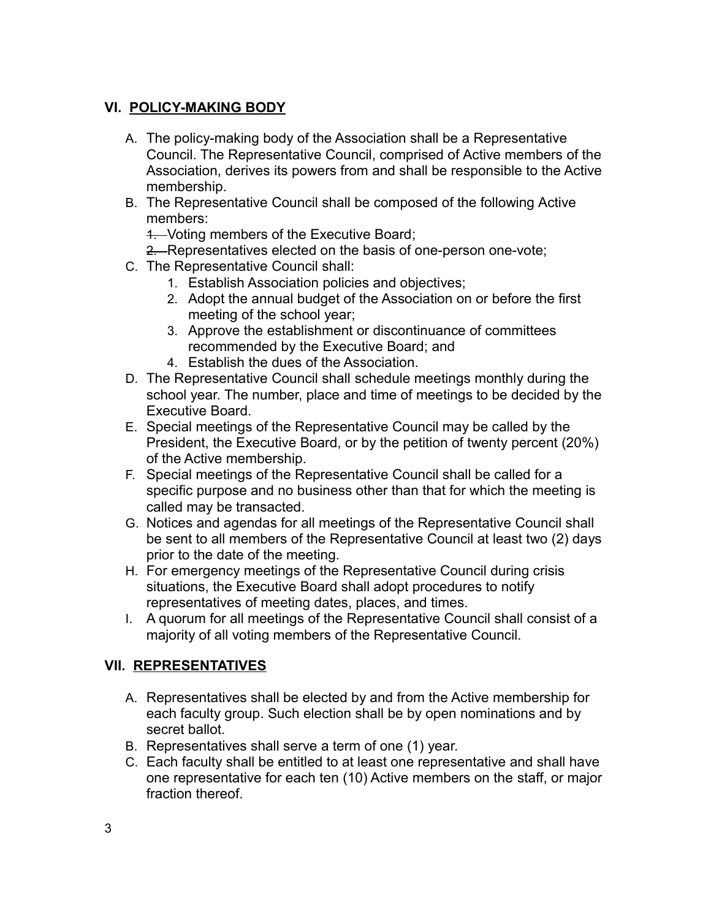## VI. <u>POLICY-MAKING BODY</u>

A. The policy-making body of the Association shall be a Representative Council. The Representative Council, comprised of Active members of the Association, derives its powers from and shall be responsible to the Active membership.

B. The Representative Council shall be composed of the following Active members:
   ~~1.~~ Voting members of the Executive Board;
   ~~2.~~ Representatives elected on the basis of one-person one-vote;

C. The Representative Council shall:
   1. Establish Association policies and objectives;
   2. Adopt the annual budget of the Association on or before the first meeting of the school year;
   3. Approve the establishment or discontinuance of committees recommended by the Executive Board; and
   4. Establish the dues of the Association.

D. The Representative Council shall schedule meetings monthly during the school year. The number, place and time of meetings to be decided by the Executive Board.

E. Special meetings of the Representative Council may be called by the President, the Executive Board, or by the petition of twenty percent (20%) of the Active membership.

F. Special meetings of the Representative Council shall be called for a specific purpose and no business other than that for which the meeting is called may be transacted.

G. Notices and agendas for all meetings of the Representative Council shall be sent to all members of the Representative Council at least two (2) days prior to the date of the meeting.

H. For emergency meetings of the Representative Council during crisis situations, the Executive Board shall adopt procedures to notify representatives of meeting dates, places, and times.

I. A quorum for all meetings of the Representative Council shall consist of a majority of all voting members of the Representative Council.

## VII. <u>REPRESENTATIVES</u>

A. Representatives shall be elected by and from the Active membership for each faculty group. Such election shall be by open nominations and by secret ballot.

B. Representatives shall serve a term of one (1) year.

C. Each faculty shall be entitled to at least one representative and shall have one representative for each ten (10) Active members on the staff, or major fraction thereof.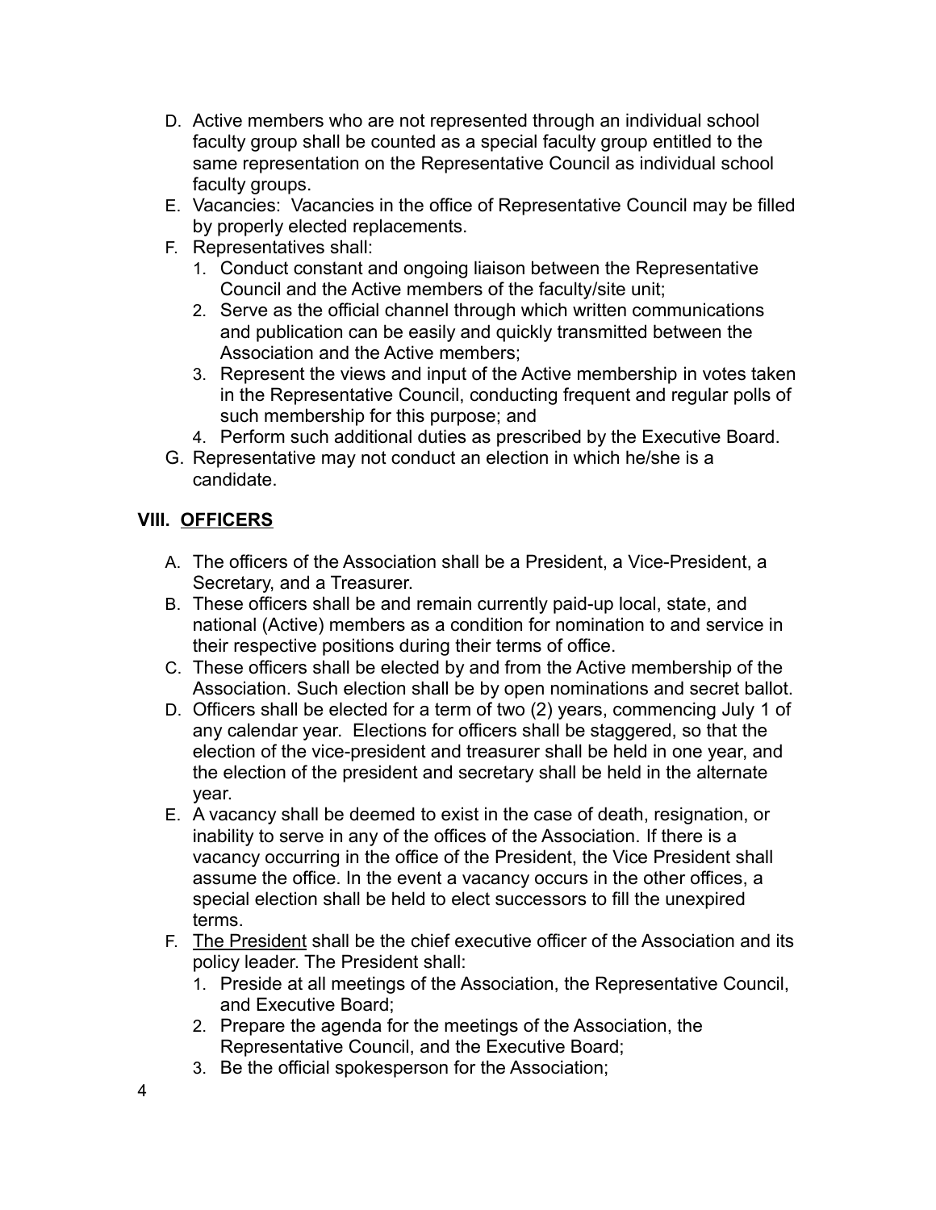D. Active members who are not represented through an individual school faculty group shall be counted as a special faculty group entitled to the same representation on the Representative Council as individual school faculty groups.

E. Vacancies: Vacancies in the office of Representative Council may be filled by properly elected replacements.

F. Representatives shall:
   1. Conduct constant and ongoing liaison between the Representative Council and the Active members of the faculty/site unit;
   2. Serve as the official channel through which written communications and publication can be easily and quickly transmitted between the Association and the Active members;
   3. Represent the views and input of the Active membership in votes taken in the Representative Council, conducting frequent and regular polls of such membership for this purpose; and
   4. Perform such additional duties as prescribed by the Executive Board.

G. Representative may not conduct an election in which he/she is a candidate.

## VIII. <u>OFFICERS</u>

A. The officers of the Association shall be a President, a Vice-President, a Secretary, and a Treasurer.

B. These officers shall be and remain currently paid-up local, state, and national (Active) members as a condition for nomination to and service in their respective positions during their terms of office.

C. These officers shall be elected by and from the Active membership of the Association. Such election shall be by open nominations and secret ballot.

D. Officers shall be elected for a term of two (2) years, commencing July 1 of any calendar year. Elections for officers shall be staggered, so that the election of the vice-president and treasurer shall be held in one year, and the election of the president and secretary shall be held in the alternate year.

E. A vacancy shall be deemed to exist in the case of death, resignation, or inability to serve in any of the offices of the Association. If there is a vacancy occurring in the office of the President, the Vice President shall assume the office. In the event a vacancy occurs in the other offices, a special election shall be held to elect successors to fill the unexpired terms.

F. <u>The President</u> shall be the chief executive officer of the Association and its policy leader. The President shall:
   1. Preside at all meetings of the Association, the Representative Council, and Executive Board;
   2. Prepare the agenda for the meetings of the Association, the Representative Council, and the Executive Board;
   3. Be the official spokesperson for the Association;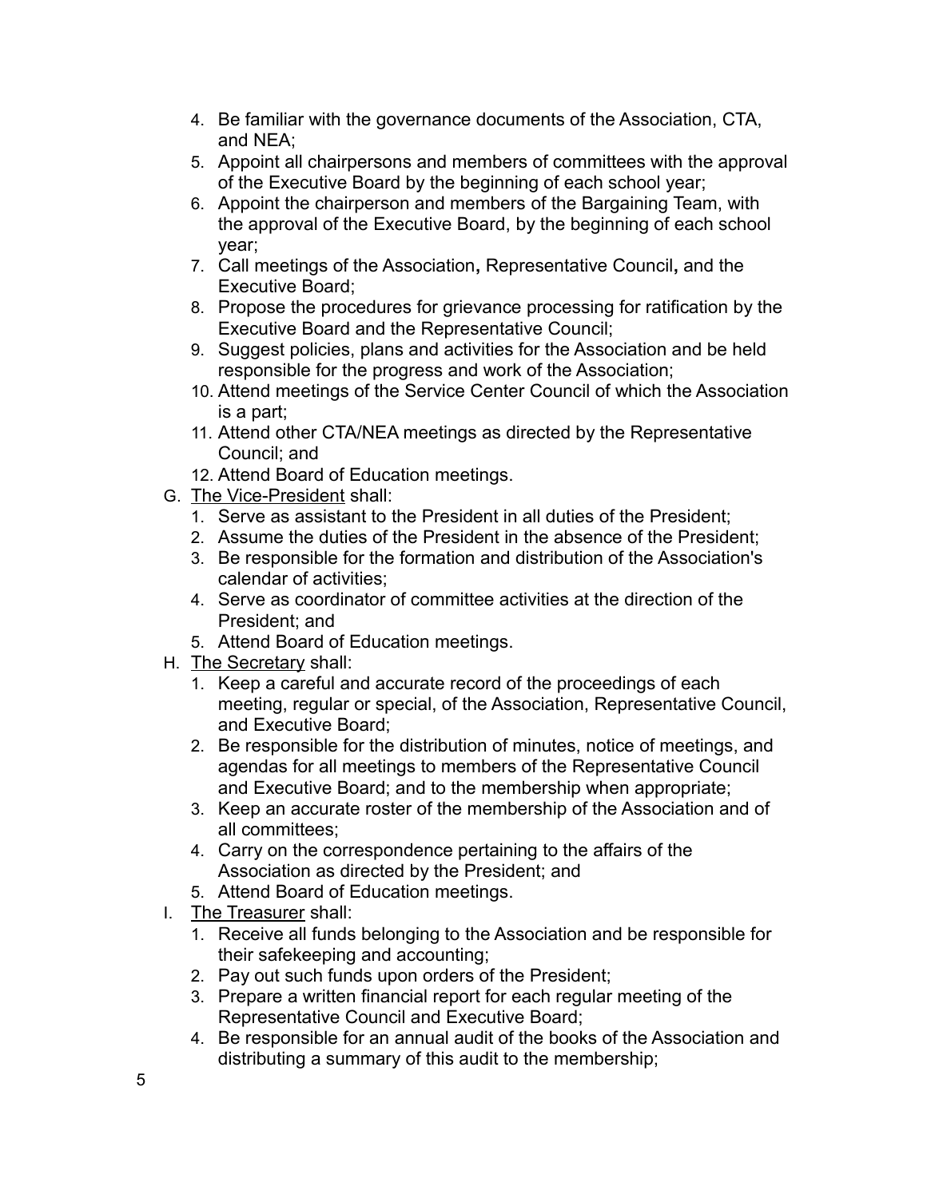4. Be familiar with the governance documents of the Association, CTA, and NEA;
5. Appoint all chairpersons and members of committees with the approval of the Executive Board by the beginning of each school year;
6. Appoint the chairperson and members of the Bargaining Team, with the approval of the Executive Board, by the beginning of each school year;
7. Call meetings of the Association, Representative Council, and the Executive Board;
8. Propose the procedures for grievance processing for ratification by the Executive Board and the Representative Council;
9. Suggest policies, plans and activities for the Association and be held responsible for the progress and work of the Association;
10. Attend meetings of the Service Center Council of which the Association is a part;
11. Attend other CTA/NEA meetings as directed by the Representative Council; and
12. Attend Board of Education meetings.

G. <u>The Vice-President</u> shall:
   1. Serve as assistant to the President in all duties of the President;
   2. Assume the duties of the President in the absence of the President;
   3. Be responsible for the formation and distribution of the Association's calendar of activities;
   4. Serve as coordinator of committee activities at the direction of the President; and
   5. Attend Board of Education meetings.

H. <u>The Secretary</u> shall:
   1. Keep a careful and accurate record of the proceedings of each meeting, regular or special, of the Association, Representative Council, and Executive Board;
   2. Be responsible for the distribution of minutes, notice of meetings, and agendas for all meetings to members of the Representative Council and Executive Board; and to the membership when appropriate;
   3. Keep an accurate roster of the membership of the Association and of all committees;
   4. Carry on the correspondence pertaining to the affairs of the Association as directed by the President; and
   5. Attend Board of Education meetings.

I. <u>The Treasurer</u> shall:
   1. Receive all funds belonging to the Association and be responsible for their safekeeping and accounting;
   2. Pay out such funds upon orders of the President;
   3. Prepare a written financial report for each regular meeting of the Representative Council and Executive Board;
   4. Be responsible for an annual audit of the books of the Association and distributing a summary of this audit to the membership;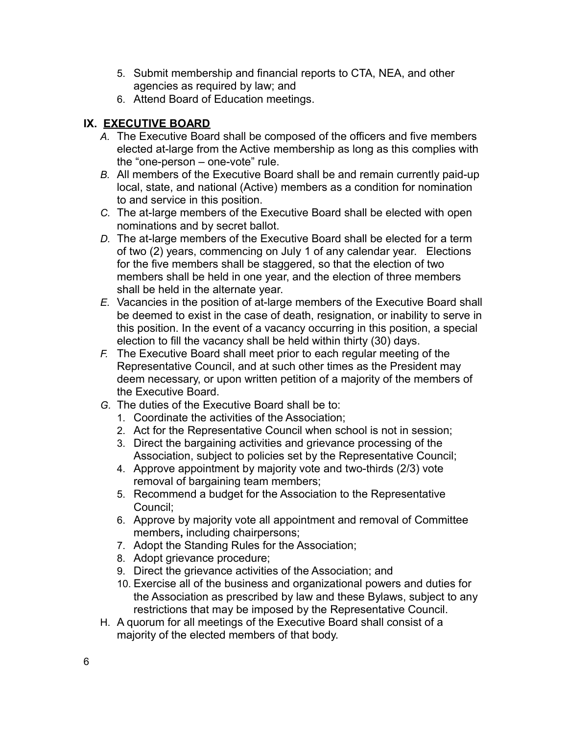5. Submit membership and financial reports to CTA, NEA, and other agencies as required by law; and
6. Attend Board of Education meetings.

## IX. EXECUTIVE BOARD

*A.* The Executive Board shall be composed of the officers and five members elected at-large from the Active membership as long as this complies with the “one-person – one-vote” rule.

*B.* All members of the Executive Board shall be and remain currently paid-up local, state, and national (Active) members as a condition for nomination to and service in this position.

*C.* The at-large members of the Executive Board shall be elected with open nominations and by secret ballot.

*D.* The at-large members of the Executive Board shall be elected for a term of two (2) years, commencing on July 1 of any calendar year. Elections for the five members shall be staggered, so that the election of two members shall be held in one year, and the election of three members shall be held in the alternate year.

*E.* Vacancies in the position of at-large members of the Executive Board shall be deemed to exist in the case of death, resignation, or inability to serve in this position. In the event of a vacancy occurring in this position, a special election to fill the vacancy shall be held within thirty (30) days.

*F.* The Executive Board shall meet prior to each regular meeting of the Representative Council, and at such other times as the President may deem necessary, or upon written petition of a majority of the members of the Executive Board.

*G.* The duties of the Executive Board shall be to:

1. Coordinate the activities of the Association;
2. Act for the Representative Council when school is not in session;
3. Direct the bargaining activities and grievance processing of the Association, subject to policies set by the Representative Council;
4. Approve appointment by majority vote and two-thirds (2/3) vote removal of bargaining team members;
5. Recommend a budget for the Association to the Representative Council;
6. Approve by majority vote all appointment and removal of Committee members**,** including chairpersons;
7. Adopt the Standing Rules for the Association;
8. Adopt grievance procedure;
9. Direct the grievance activities of the Association; and
10. Exercise all of the business and organizational powers and duties for the Association as prescribed by law and these Bylaws, subject to any restrictions that may be imposed by the Representative Council.

H. A quorum for all meetings of the Executive Board shall consist of a majority of the elected members of that body.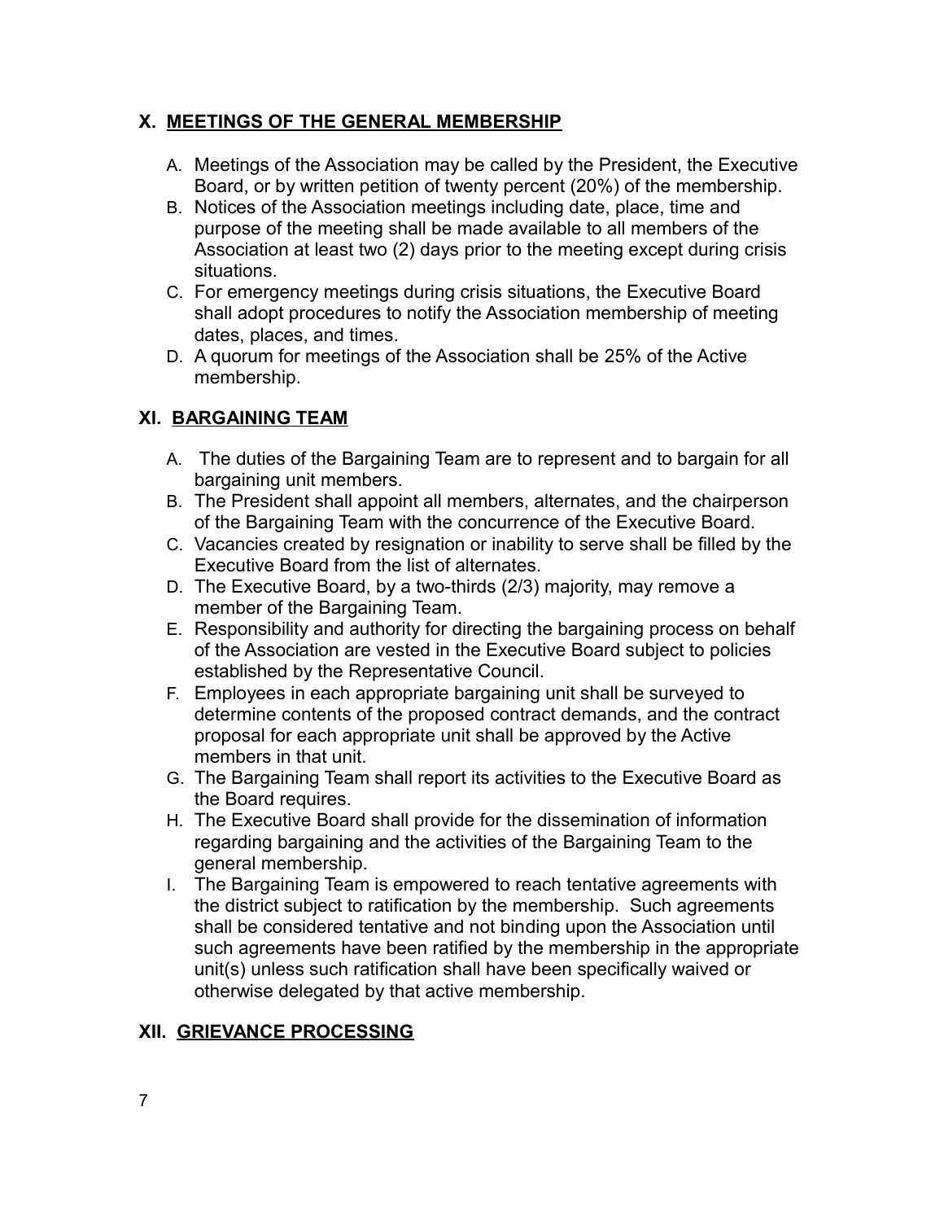## X. MEETINGS OF THE GENERAL MEMBERSHIP

A. Meetings of the Association may be called by the President, the Executive Board, or by written petition of twenty percent (20%) of the membership.

B. Notices of the Association meetings including date, place, time and purpose of the meeting shall be made available to all members of the Association at least two (2) days prior to the meeting except during crisis situations.

C. For emergency meetings during crisis situations, the Executive Board shall adopt procedures to notify the Association membership of meeting dates, places, and times.

D. A quorum for meetings of the Association shall be 25% of the Active membership.

## XI. BARGAINING TEAM

A. The duties of the Bargaining Team are to represent and to bargain for all bargaining unit members.

B. The President shall appoint all members, alternates, and the chairperson of the Bargaining Team with the concurrence of the Executive Board.

C. Vacancies created by resignation or inability to serve shall be filled by the Executive Board from the list of alternates.

D. The Executive Board, by a two-thirds (2/3) majority, may remove a member of the Bargaining Team.

E. Responsibility and authority for directing the bargaining process on behalf of the Association are vested in the Executive Board subject to policies established by the Representative Council.

F. Employees in each appropriate bargaining unit shall be surveyed to determine contents of the proposed contract demands, and the contract proposal for each appropriate unit shall be approved by the Active members in that unit.

G. The Bargaining Team shall report its activities to the Executive Board as the Board requires.

H. The Executive Board shall provide for the dissemination of information regarding bargaining and the activities of the Bargaining Team to the general membership.

I. The Bargaining Team is empowered to reach tentative agreements with the district subject to ratification by the membership. Such agreements shall be considered tentative and not binding upon the Association until such agreements have been ratified by the membership in the appropriate unit(s) unless such ratification shall have been specifically waived or otherwise delegated by that active membership.

## XII. GRIEVANCE PROCESSING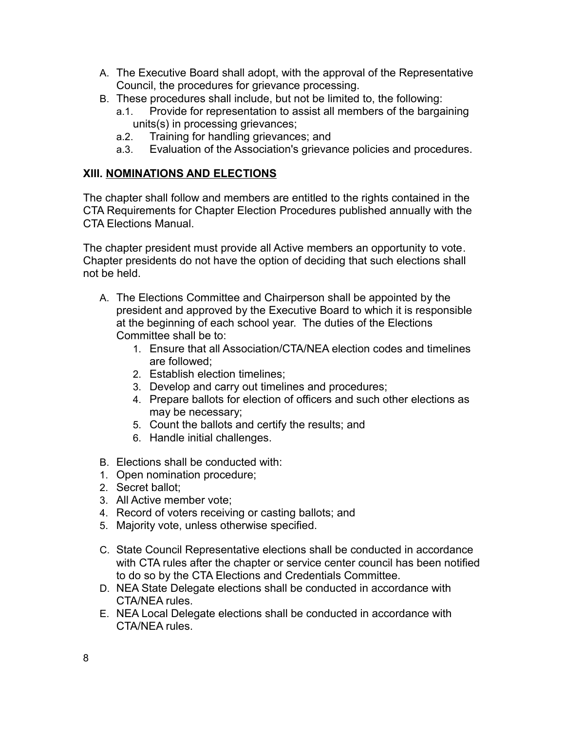A. The Executive Board shall adopt, with the approval of the Representative Council, the procedures for grievance processing.
B. These procedures shall include, but not be limited to, the following:
   a.1. Provide for representation to assist all members of the bargaining units(s) in processing grievances;
   a.2. Training for handling grievances; and
   a.3. Evaluation of the Association's grievance policies and procedures.

## XIII. NOMINATIONS AND ELECTIONS

The chapter shall follow and members are entitled to the rights contained in the CTA Requirements for Chapter Election Procedures published annually with the CTA Elections Manual.

The chapter president must provide all Active members an opportunity to vote. Chapter presidents do not have the option of deciding that such elections shall not be held.

A. The Elections Committee and Chairperson shall be appointed by the president and approved by the Executive Board to which it is responsible at the beginning of each school year. The duties of the Elections Committee shall be to:
   1. Ensure that all Association/CTA/NEA election codes and timelines are followed;
   2. Establish election timelines;
   3. Develop and carry out timelines and procedures;
   4. Prepare ballots for election of officers and such other elections as may be necessary;
   5. Count the ballots and certify the results; and
   6. Handle initial challenges.

B. Elections shall be conducted with:
1. Open nomination procedure;
2. Secret ballot;
3. All Active member vote;
4. Record of voters receiving or casting ballots; and
5. Majority vote, unless otherwise specified.

C. State Council Representative elections shall be conducted in accordance with CTA rules after the chapter or service center council has been notified to do so by the CTA Elections and Credentials Committee.
D. NEA State Delegate elections shall be conducted in accordance with CTA/NEA rules.
E. NEA Local Delegate elections shall be conducted in accordance with CTA/NEA rules.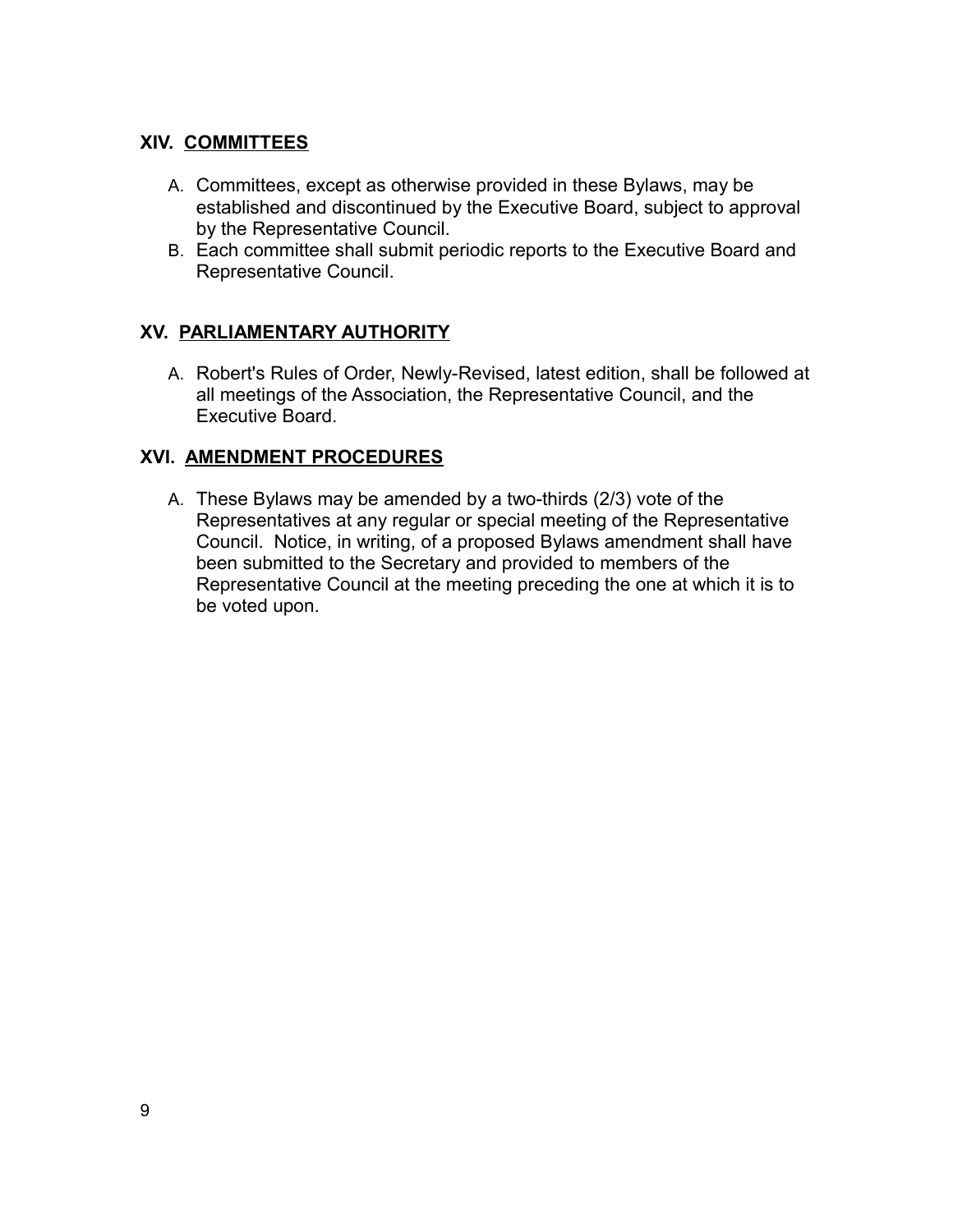## XIV. COMMITTEES

A. Committees, except as otherwise provided in these Bylaws, may be established and discontinued by the Executive Board, subject to approval by the Representative Council.
B. Each committee shall submit periodic reports to the Executive Board and Representative Council.

## XV. PARLIAMENTARY AUTHORITY

A. Robert's Rules of Order, Newly-Revised, latest edition, shall be followed at all meetings of the Association, the Representative Council, and the Executive Board.

## XVI. AMENDMENT PROCEDURES

A. These Bylaws may be amended by a two-thirds (2/3) vote of the Representatives at any regular or special meeting of the Representative Council. Notice, in writing, of a proposed Bylaws amendment shall have been submitted to the Secretary and provided to members of the Representative Council at the meeting preceding the one at which it is to be voted upon.